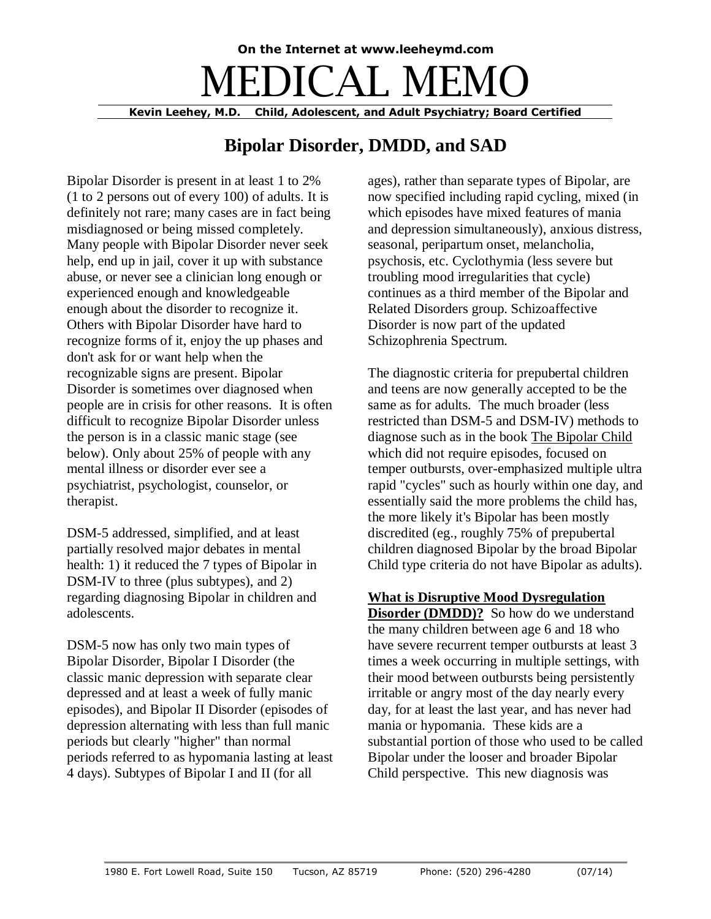On the Internet at www.leeheymd.com

# MEDICAL MEMO

**Kevin Leehey, M.D. Child, Adolescent, and Adult Psychiatry; Board Certified**

## Bipolar Disorder, DMDD, and SAD

Bipolar Disorder is present in at least 1 to 2% (1 to 2 persons out of every 100) of adults. It is definitely not rare; many cases are in fact being misdiagnosed or being missed completely. Many people with Bipolar Disorder never seek help, end up in jail, cover it up with substance abuse, or never see a clinician long enough or experienced enough and knowledgeable enough about the disorder to recognize it. Others with Bipolar Disorder have hard to recognize forms of it, enjoy the up phases and don't ask for or want help when the recognizable signs are present. Bipolar Disorder is sometimes over diagnosed when people are in crisis for other reasons. It is often difficult to recognize Bipolar Disorder unless the person is in a classic manic stage (see below). Only about 25% of people with any mental illness or disorder ever see a psychiatrist, psychologist, counselor, or therapist.

DSM-5 addressed, simplified, and at least partially resolved major debates in mental health: 1) it reduced the 7 types of Bipolar in DSM-IV to three (plus subtypes), and 2) regarding diagnosing Bipolar in children and adolescents.

DSM-5 now has only two main types of Bipolar Disorder, Bipolar I Disorder (the classic manic depression with separate clear depressed and at least a week of fully manic episodes), and Bipolar II Disorder (episodes of depression alternating with less than full manic periods but clearly "higher" than normal periods referred to as hypomania lasting at least 4 days). Subtypes of Bipolar I and II (for all ages), rather than separate types of Bipolar, are now specified including rapid cycling, mixed (in which episodes have mixed features of mania and depression simultaneously), anxious distress, seasonal, peripartum onset, melancholia, psychosis, etc. Cyclothymia (less severe but troubling mood irregularities that cycle) continues as a third member of the Bipolar and Related Disorders group. Schizoaffective Disorder is now part of the updated Schizophrenia Spectrum.

The diagnostic criteria for prepubertal children and teens are now generally accepted to be the same as for adults. The much broader (less restricted than DSM-5 and DSM-IV) methods to diagnose such as in the book The Bipolar Child which did not require episodes, focused on temper outbursts, over-emphasized multiple ultra rapid "cycles" such as hourly within one day, and essentially said the more problems the child has, the more likely it's Bipolar has been mostly discredited (eg., roughly 75% of prepubertal children diagnosed Bipolar by the broad Bipolar Child type criteria do not have Bipolar as adults).

**What is Disruptive Mood Dysregulation Disorder (DMDD)?** So how do we understand the many children between age 6 and 18 who have severe recurrent temper outbursts at least 3 times a week occurring in multiple settings, with their mood between outbursts being persistently irritable or angry most of the day nearly every day, for at least the last year, and has never had mania or hypomania. These kids are a substantial portion of those who used to be called Bipolar under the looser and broader Bipolar Child perspective. This new diagnosis was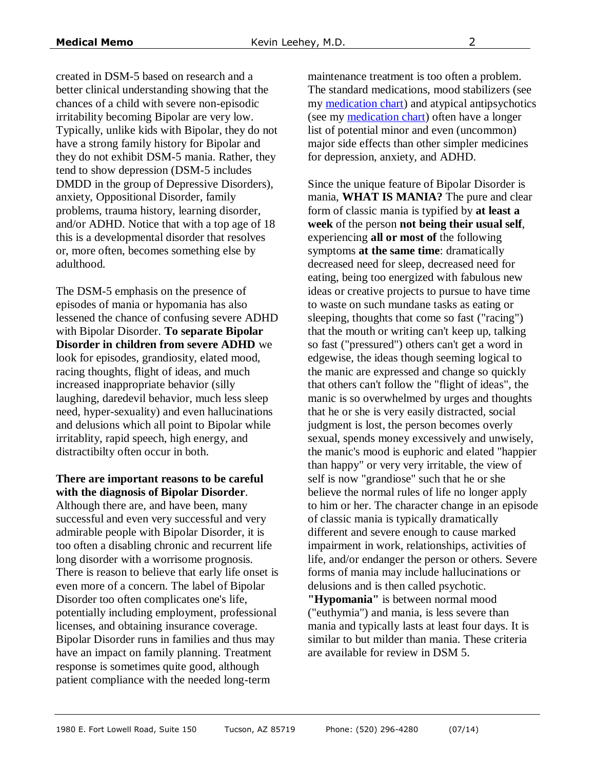created in DSM-5 based on research and a better clinical understanding showing that the chances of a child with severe non-episodic irritability becoming Bipolar are very low. Typically, unlike kids with Bipolar, they do not have a strong family history for Bipolar and they do not exhibit DSM-5 mania. Rather, they tend to show depression (DSM-5 includes DMDD in the group of Depressive Disorders), anxiety, Oppositional Disorder, family problems, trauma history, learning disorder, and/or ADHD. Notice that with a top age of 18 this is a developmental disorder that resolves or, more often, becomes something else by adulthood.

The DSM-5 emphasis on the presence of episodes of mania or hypomania has also lessened the chance of confusing severe ADHD with Bipolar Disorder. **To separate Bipolar Disorder in children from severe ADHD** we look for episodes, grandiosity, elated mood, racing thoughts, flight of ideas, and much increased inappropriate behavior (silly laughing, daredevil behavior, much less sleep need, hyper-sexuality) and even hallucinations and delusions which all point to Bipolar while irritablity, rapid speech, high energy, and distractibilty often occur in both.

**There are important reasons to be careful with the diagnosis of Bipolar Disorder**. Although there are, and have been, many successful and even very successful and very admirable people with Bipolar Disorder, it is too often a disabling chronic and recurrent life long disorder with a worrisome prognosis. There is reason to believe that early life onset is even more of a concern. The label of Bipolar Disorder too often complicates one's life, potentially including employment, professional licenses, and obtaining insurance coverage. Bipolar Disorder runs in families and thus may have an impact on family planning. Treatment response is sometimes quite good, although patient compliance with the needed long-term maintenance treatment is too often a problem. The standard medications, mood stabilizers (see my [medication chart]) and atypical antipsychotics (see my [medication chart]) often have a longer list of potential minor and even (uncommon) major side effects than other simpler medicines for depression, anxiety, and ADHD.

Since the unique feature of Bipolar Disorder is mania, **WHAT IS MANIA?** The pure and clear form of classic mania is typified by **at least a week** of the person **not being their usual self**, experiencing **all or most of** the following symptoms **at the same time**: dramatically decreased need for sleep, decreased need for eating, being too energized with fabulous new ideas or creative projects to pursue to have time to waste on such mundane tasks as eating or sleeping, thoughts that come so fast ("racing") that the mouth or writing can't keep up, talking so fast ("pressured") others can't get a word in edgewise, the ideas though seeming logical to the manic are expressed and change so quickly that others can't follow the "flight of ideas", the manic is so overwhelmed by urges and thoughts that he or she is very easily distracted, social judgment is lost, the person becomes overly sexual, spends money excessively and unwisely, the manic's mood is euphoric and elated "happier than happy" or very very irritable, the view of self is now "grandiose" such that he or she believe the normal rules of life no longer apply to him or her. The character change in an episode of classic mania is typically dramatically different and severe enough to cause marked impairment in work, relationships, activities of life, and/or endanger the person or others. Severe forms of mania may include hallucinations or delusions and is then called psychotic. **"Hypomania"** is between normal mood ("euthymia") and mania, is less severe than mania and typically lasts at least four days. It is similar to but milder than mania. These criteria are available for review in DSM 5.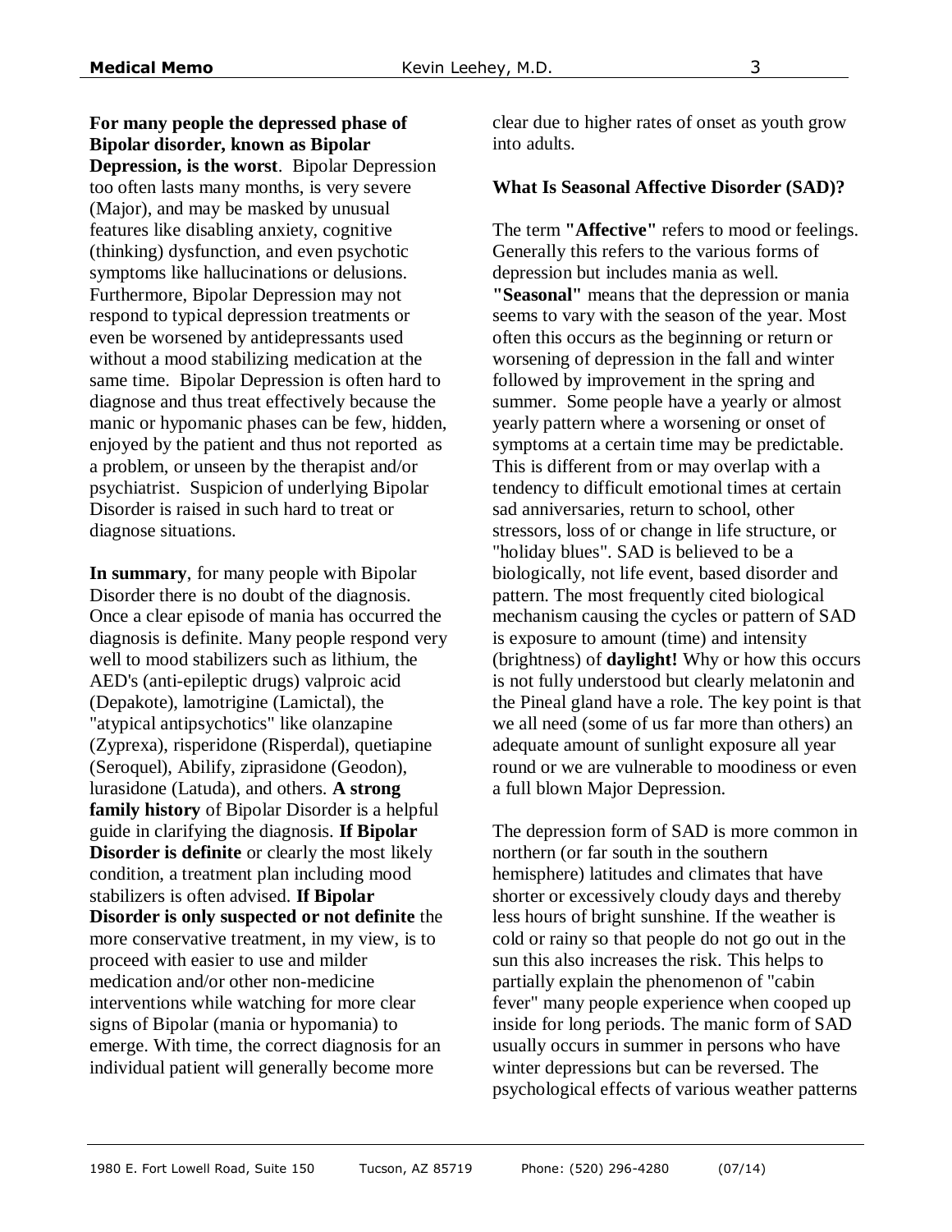**For many people the depressed phase of Bipolar disorder, known as Bipolar Depression, is the worst**. Bipolar Depression too often lasts many months, is very severe (Major), and may be masked by unusual features like disabling anxiety, cognitive (thinking) dysfunction, and even psychotic symptoms like hallucinations or delusions. Furthermore, Bipolar Depression may not respond to typical depression treatments or even be worsened by antidepressants used without a mood stabilizing medication at the same time. Bipolar Depression is often hard to diagnose and thus treat effectively because the manic or hypomanic phases can be few, hidden, enjoyed by the patient and thus not reported as a problem, or unseen by the therapist and/or psychiatrist. Suspicion of underlying Bipolar Disorder is raised in such hard to treat or diagnose situations.

**In summary**, for many people with Bipolar Disorder there is no doubt of the diagnosis. Once a clear episode of mania has occurred the diagnosis is definite. Many people respond very well to mood stabilizers such as lithium, the AED's (anti-epileptic drugs) valproic acid (Depakote), lamotrigine (Lamictal), the "atypical antipsychotics" like olanzapine (Zyprexa), risperidone (Risperdal), quetiapine (Seroquel), Abilify, ziprasidone (Geodon), lurasidone (Latuda), and others. **A strong family history** of Bipolar Disorder is a helpful guide in clarifying the diagnosis. **If Bipolar Disorder is definite** or clearly the most likely condition, a treatment plan including mood stabilizers is often advised. **If Bipolar Disorder is only suspected or not definite** the more conservative treatment, in my view, is to proceed with easier to use and milder medication and/or other non-medicine interventions while watching for more clear signs of Bipolar (mania or hypomania) to emerge. With time, the correct diagnosis for an individual patient will generally become more clear due to higher rates of onset as youth grow into adults.

### What Is Seasonal Affective Disorder (SAD)?

The term **"Affective"** refers to mood or feelings. Generally this refers to the various forms of depression but includes mania as well. **"Seasonal"** means that the depression or mania seems to vary with the season of the year. Most often this occurs as the beginning or return or worsening of depression in the fall and winter followed by improvement in the spring and summer. Some people have a yearly or almost yearly pattern where a worsening or onset of symptoms at a certain time may be predictable. This is different from or may overlap with a tendency to difficult emotional times at certain sad anniversaries, return to school, other stressors, loss of or change in life structure, or "holiday blues". SAD is believed to be a biologically, not life event, based disorder and pattern. The most frequently cited biological mechanism causing the cycles or pattern of SAD is exposure to amount (time) and intensity (brightness) of **daylight!** Why or how this occurs is not fully understood but clearly melatonin and the Pineal gland have a role. The key point is that we all need (some of us far more than others) an adequate amount of sunlight exposure all year round or we are vulnerable to moodiness or even a full blown Major Depression.

The depression form of SAD is more common in northern (or far south in the southern hemisphere) latitudes and climates that have shorter or excessively cloudy days and thereby less hours of bright sunshine. If the weather is cold or rainy so that people do not go out in the sun this also increases the risk. This helps to partially explain the phenomenon of "cabin fever" many people experience when cooped up inside for long periods. The manic form of SAD usually occurs in summer in persons who have winter depressions but can be reversed. The psychological effects of various weather patterns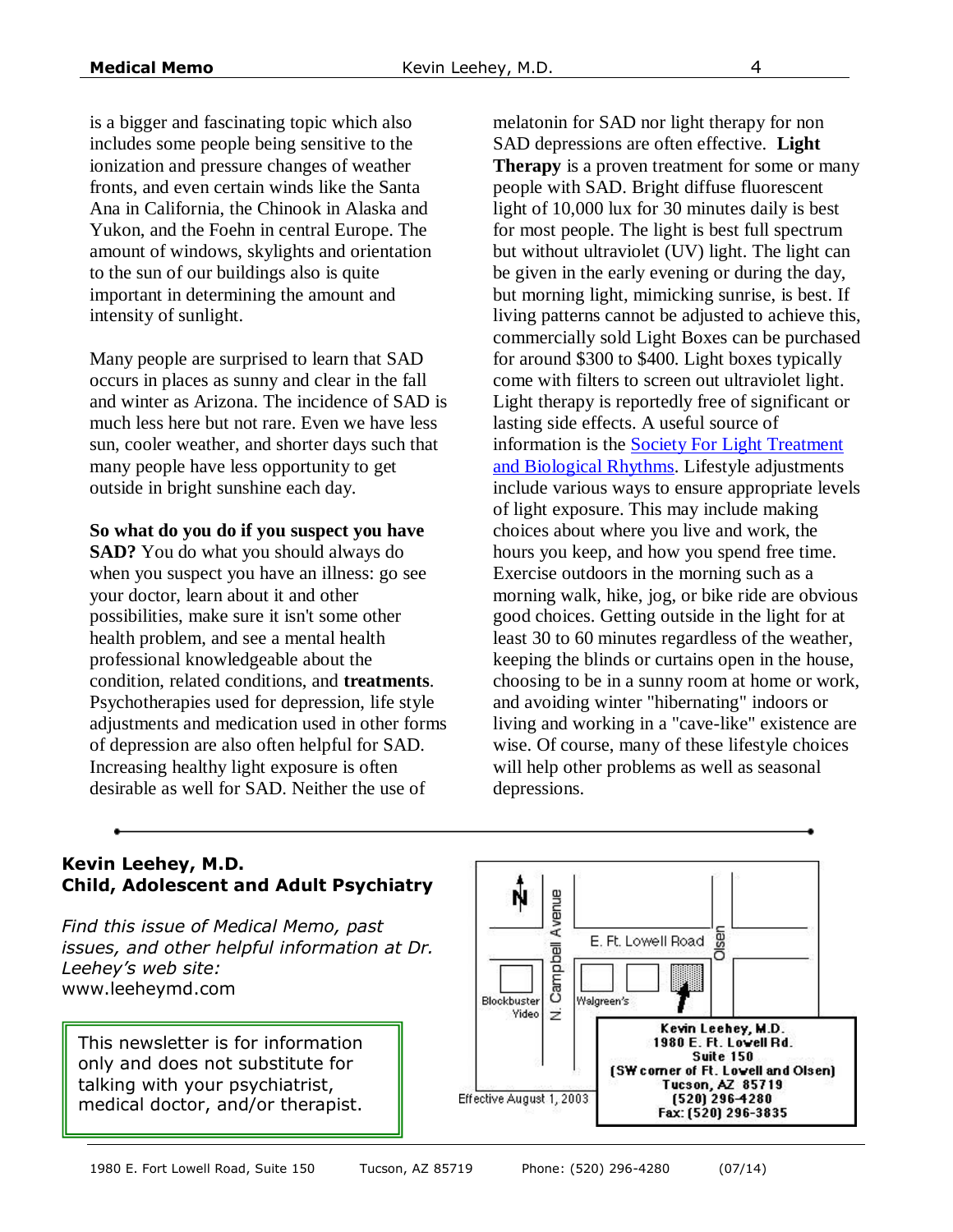is a bigger and fascinating topic which also includes some people being sensitive to the ionization and pressure changes of weather fronts, and even certain winds like the Santa Ana in California, the Chinook in Alaska and Yukon, and the Foehn in central Europe. The amount of windows, skylights and orientation to the sun of our buildings also is quite important in determining the amount and intensity of sunlight.

Many people are surprised to learn that SAD occurs in places as sunny and clear in the fall and winter as Arizona. The incidence of SAD is much less here but not rare. Even we have less sun, cooler weather, and shorter days such that many people have less opportunity to get outside in bright sunshine each day.

**So what do you do if you suspect you have SAD?** You do what you should always do when you suspect you have an illness: go see your doctor, learn about it and other possibilities, make sure it isn't some other health problem, and see a mental health professional knowledgeable about the condition, related conditions, and **treatments**. Psychotherapies used for depression, life style adjustments and medication used in other forms of depression are also often helpful for SAD. Increasing healthy light exposure is often desirable as well for SAD. Neither the use of melatonin for SAD nor light therapy for non SAD depressions are often effective. **Light Therapy** is a proven treatment for some or many people with SAD. Bright diffuse fluorescent light of 10,000 lux for 30 minutes daily is best for most people. The light is best full spectrum but without ultraviolet (UV) light. The light can be given in the early evening or during the day, but morning light, mimicking sunrise, is best. If living patterns cannot be adjusted to achieve this, commercially sold Light Boxes can be purchased for around $300 to $400. Light boxes typically come with filters to screen out ultraviolet light. Light therapy is reportedly free of significant or lasting side effects. A useful source of information is the Society For Light Treatment and Biological Rhythms. Lifestyle adjustments include various ways to ensure appropriate levels of light exposure. This may include making choices about where you live and work, the hours you keep, and how you spend free time. Exercise outdoors in the morning such as a morning walk, hike, jog, or bike ride are obvious good choices. Getting outside in the light for at least 30 to 60 minutes regardless of the weather, keeping the blinds or curtains open in the house, choosing to be in a sunny room at home or work, and avoiding winter "hibernating" indoors or living and working in a "cave-like" existence are wise. Of course, many of these lifestyle choices will help other problems as well as seasonal depressions.

---

**Kevin Leehey, M.D.**
**Child, Adolescent and Adult Psychiatry**

*Find this issue of Medical Memo, past issues, and other helpful information at Dr. Leehey's web site:*
www.leeheymd.com

This newsletter is for information only and does not substitute for talking with your psychiatrist, medical doctor, and/or therapist.

N
N. Campbell Avenue
E. Ft. Lowell Road
Olsen
Blockbuster Video
Walgreen's
Effective August 1, 2003

Kevin Leehey, M.D.
1980 E. Ft. Lowell Rd.
Suite 150
(SW corner of Ft. Lowell and Olsen)
Tucson, AZ 85719
(520) 296-4280
Fax: (520) 296-3835